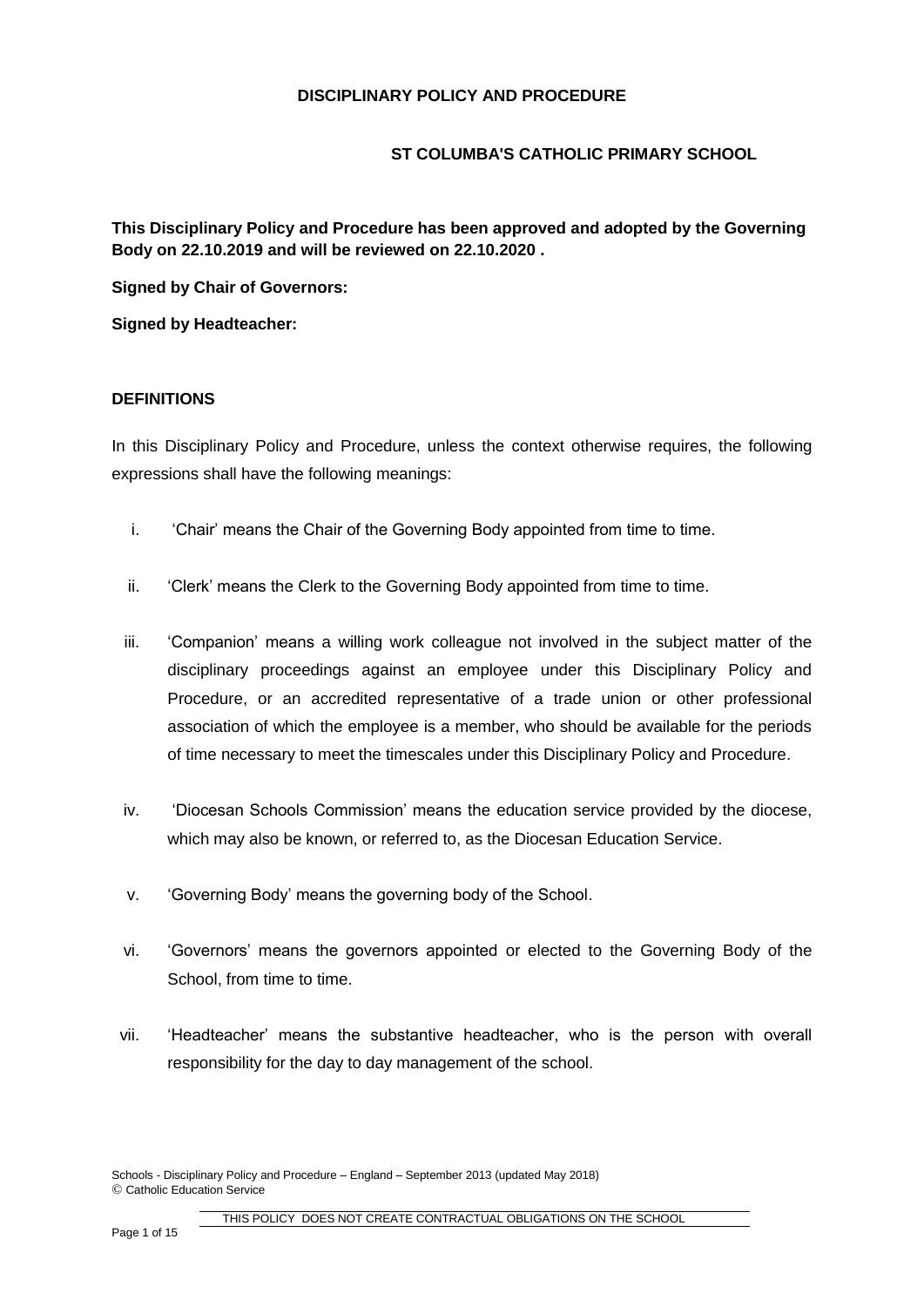# DISCIPLINARY POLICY AND PROCEDURE

## ST COLUMBA'S CATHOLIC PRIMARY SCHOOL

**This Disciplinary Policy and Procedure has been approved and adopted by the Governing Body on 22.10.2019 and will be reviewed on 22.10.2020 .**

**Signed by Chair of Governors:**

**Signed by Headteacher:**

### DEFINITIONS

In this Disciplinary Policy and Procedure, unless the context otherwise requires, the following expressions shall have the following meanings:

i. 'Chair' means the Chair of the Governing Body appointed from time to time.

ii. 'Clerk' means the Clerk to the Governing Body appointed from time to time.

iii. 'Companion' means a willing work colleague not involved in the subject matter of the disciplinary proceedings against an employee under this Disciplinary Policy and Procedure, or an accredited representative of a trade union or other professional association of which the employee is a member, who should be available for the periods of time necessary to meet the timescales under this Disciplinary Policy and Procedure.

iv. 'Diocesan Schools Commission' means the education service provided by the diocese, which may also be known, or referred to, as the Diocesan Education Service.

v. 'Governing Body' means the governing body of the School.

vi. 'Governors' means the governors appointed or elected to the Governing Body of the School, from time to time.

vii. 'Headteacher' means the substantive headteacher, who is the person with overall responsibility for the day to day management of the school.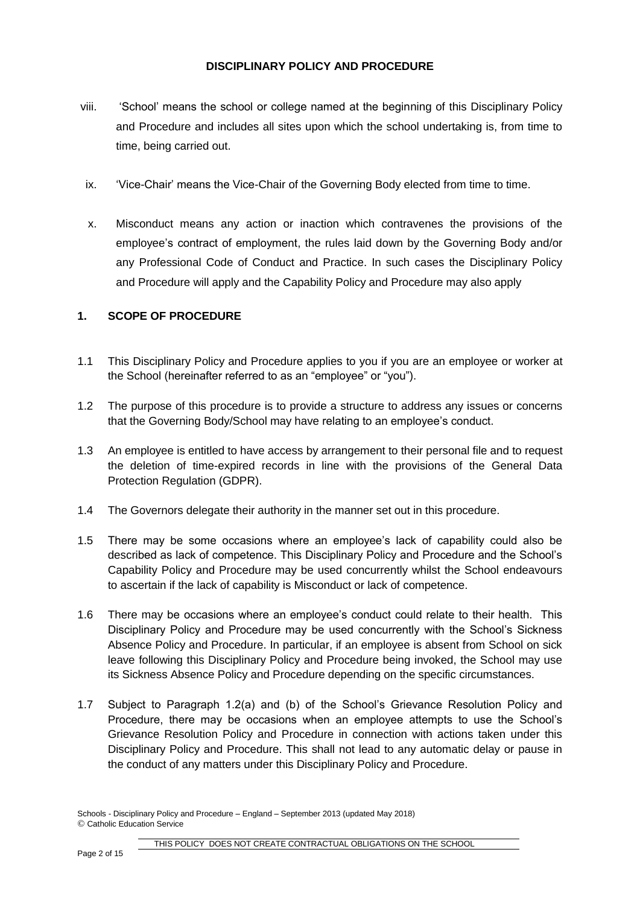**DISCIPLINARY POLICY AND PROCEDURE**

viii. 'School' means the school or college named at the beginning of this Disciplinary Policy and Procedure and includes all sites upon which the school undertaking is, from time to time, being carried out.

ix. 'Vice-Chair' means the Vice-Chair of the Governing Body elected from time to time.

x. Misconduct means any action or inaction which contravenes the provisions of the employee's contract of employment, the rules laid down by the Governing Body and/or any Professional Code of Conduct and Practice. In such cases the Disciplinary Policy and Procedure will apply and the Capability Policy and Procedure may also apply

## 1. SCOPE OF PROCEDURE

1.1 This Disciplinary Policy and Procedure applies to you if you are an employee or worker at the School (hereinafter referred to as an "employee" or "you").

1.2 The purpose of this procedure is to provide a structure to address any issues or concerns that the Governing Body/School may have relating to an employee's conduct.

1.3 An employee is entitled to have access by arrangement to their personal file and to request the deletion of time-expired records in line with the provisions of the General Data Protection Regulation (GDPR).

1.4 The Governors delegate their authority in the manner set out in this procedure.

1.5 There may be some occasions where an employee's lack of capability could also be described as lack of competence. This Disciplinary Policy and Procedure and the School's Capability Policy and Procedure may be used concurrently whilst the School endeavours to ascertain if the lack of capability is Misconduct or lack of competence.

1.6 There may be occasions where an employee's conduct could relate to their health. This Disciplinary Policy and Procedure may be used concurrently with the School's Sickness Absence Policy and Procedure. In particular, if an employee is absent from School on sick leave following this Disciplinary Policy and Procedure being invoked, the School may use its Sickness Absence Policy and Procedure depending on the specific circumstances.

1.7 Subject to Paragraph 1.2(a) and (b) of the School's Grievance Resolution Policy and Procedure, there may be occasions when an employee attempts to use the School's Grievance Resolution Policy and Procedure in connection with actions taken under this Disciplinary Policy and Procedure. This shall not lead to any automatic delay or pause in the conduct of any matters under this Disciplinary Policy and Procedure.

Schools - Disciplinary Policy and Procedure – England – September 2013 (updated May 2018)
© Catholic Education Service

THIS POLICY DOES NOT CREATE CONTRACTUAL OBLIGATIONS ON THE SCHOOL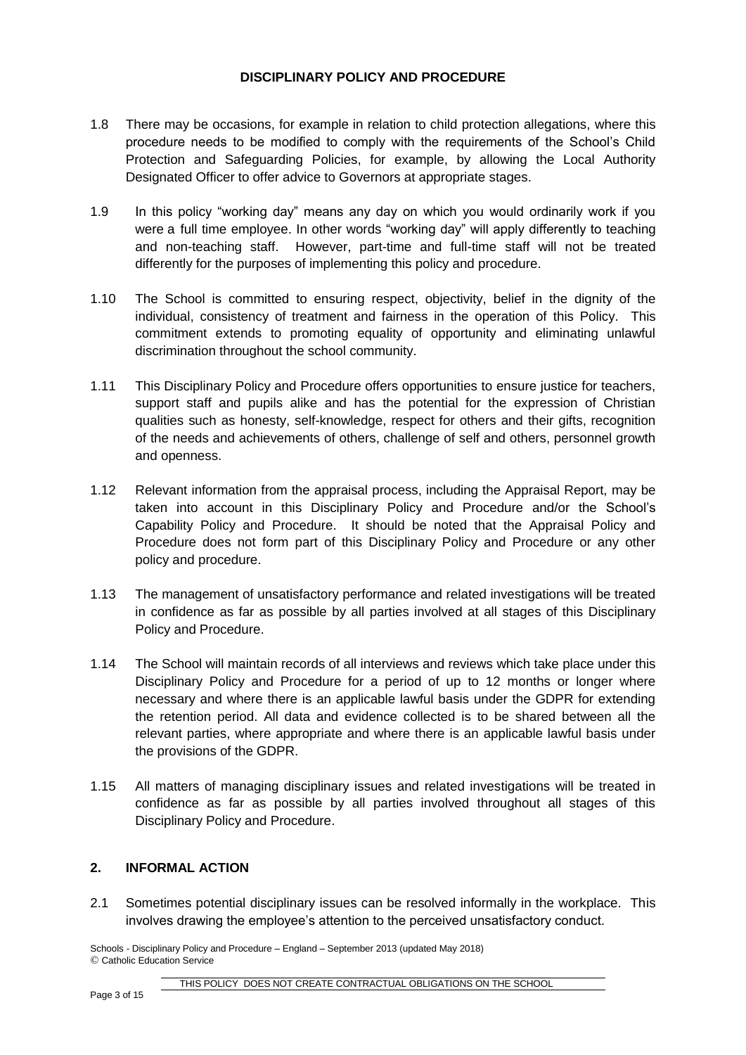# DISCIPLINARY POLICY AND PROCEDURE

1.8 There may be occasions, for example in relation to child protection allegations, where this procedure needs to be modified to comply with the requirements of the School's Child Protection and Safeguarding Policies, for example, by allowing the Local Authority Designated Officer to offer advice to Governors at appropriate stages.

1.9 In this policy "working day" means any day on which you would ordinarily work if you were a full time employee. In other words "working day" will apply differently to teaching and non-teaching staff. However, part-time and full-time staff will not be treated differently for the purposes of implementing this policy and procedure.

1.10 The School is committed to ensuring respect, objectivity, belief in the dignity of the individual, consistency of treatment and fairness in the operation of this Policy. This commitment extends to promoting equality of opportunity and eliminating unlawful discrimination throughout the school community.

1.11 This Disciplinary Policy and Procedure offers opportunities to ensure justice for teachers, support staff and pupils alike and has the potential for the expression of Christian qualities such as honesty, self-knowledge, respect for others and their gifts, recognition of the needs and achievements of others, challenge of self and others, personnel growth and openness.

1.12 Relevant information from the appraisal process, including the Appraisal Report, may be taken into account in this Disciplinary Policy and Procedure and/or the School's Capability Policy and Procedure. It should be noted that the Appraisal Policy and Procedure does not form part of this Disciplinary Policy and Procedure or any other policy and procedure.

1.13 The management of unsatisfactory performance and related investigations will be treated in confidence as far as possible by all parties involved at all stages of this Disciplinary Policy and Procedure.

1.14 The School will maintain records of all interviews and reviews which take place under this Disciplinary Policy and Procedure for a period of up to 12 months or longer where necessary and where there is an applicable lawful basis under the GDPR for extending the retention period. All data and evidence collected is to be shared between all the relevant parties, where appropriate and where there is an applicable lawful basis under the provisions of the GDPR.

1.15 All matters of managing disciplinary issues and related investigations will be treated in confidence as far as possible by all parties involved throughout all stages of this Disciplinary Policy and Procedure.

## 2. INFORMAL ACTION

2.1 Sometimes potential disciplinary issues can be resolved informally in the workplace. This involves drawing the employee's attention to the perceived unsatisfactory conduct.

Schools - Disciplinary Policy and Procedure – England – September 2013 (updated May 2018)
© Catholic Education Service

THIS POLICY DOES NOT CREATE CONTRACTUAL OBLIGATIONS ON THE SCHOOL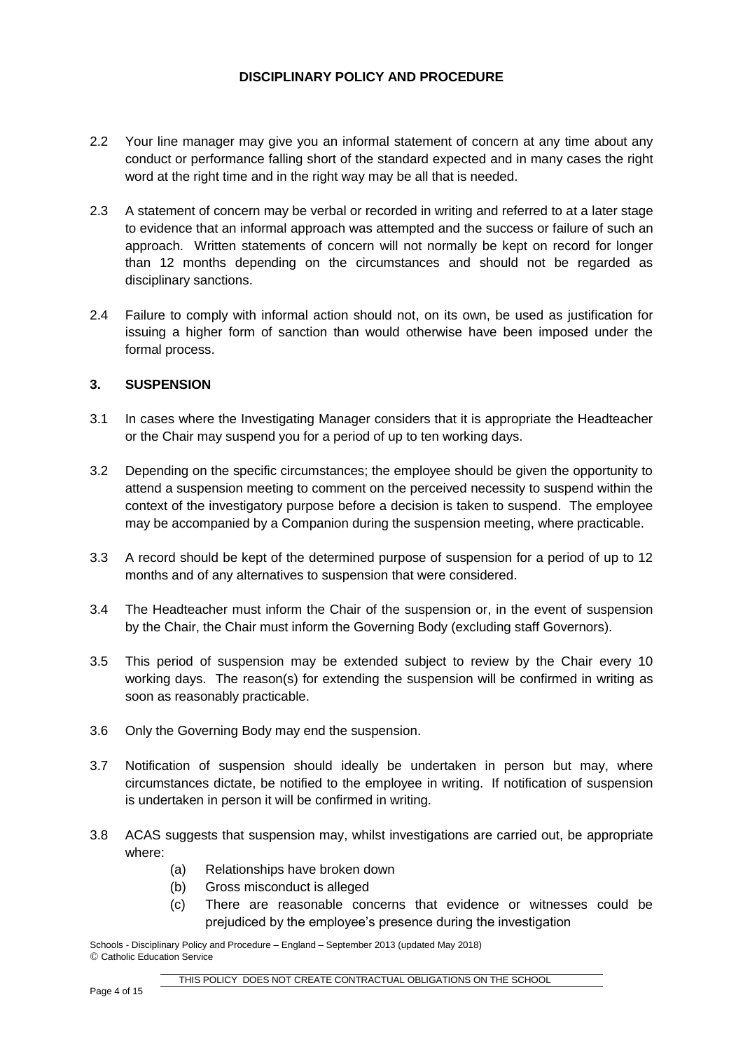2.2 Your line manager may give you an informal statement of concern at any time about any conduct or performance falling short of the standard expected and in many cases the right word at the right time and in the right way may be all that is needed.

2.3 A statement of concern may be verbal or recorded in writing and referred to at a later stage to evidence that an informal approach was attempted and the success or failure of such an approach. Written statements of concern will not normally be kept on record for longer than 12 months depending on the circumstances and should not be regarded as disciplinary sanctions.

2.4 Failure to comply with informal action should not, on its own, be used as justification for issuing a higher form of sanction than would otherwise have been imposed under the formal process.

## 3. SUSPENSION

3.1 In cases where the Investigating Manager considers that it is appropriate the Headteacher or the Chair may suspend you for a period of up to ten working days.

3.2 Depending on the specific circumstances; the employee should be given the opportunity to attend a suspension meeting to comment on the perceived necessity to suspend within the context of the investigatory purpose before a decision is taken to suspend. The employee may be accompanied by a Companion during the suspension meeting, where practicable.

3.3 A record should be kept of the determined purpose of suspension for a period of up to 12 months and of any alternatives to suspension that were considered.

3.4 The Headteacher must inform the Chair of the suspension or, in the event of suspension by the Chair, the Chair must inform the Governing Body (excluding staff Governors).

3.5 This period of suspension may be extended subject to review by the Chair every 10 working days. The reason(s) for extending the suspension will be confirmed in writing as soon as reasonably practicable.

3.6 Only the Governing Body may end the suspension.

3.7 Notification of suspension should ideally be undertaken in person but may, where circumstances dictate, be notified to the employee in writing. If notification of suspension is undertaken in person it will be confirmed in writing.

3.8 ACAS suggests that suspension may, whilst investigations are carried out, be appropriate where:

(a) Relationships have broken down
(b) Gross misconduct is alleged
(c) There are reasonable concerns that evidence or witnesses could be prejudiced by the employee's presence during the investigation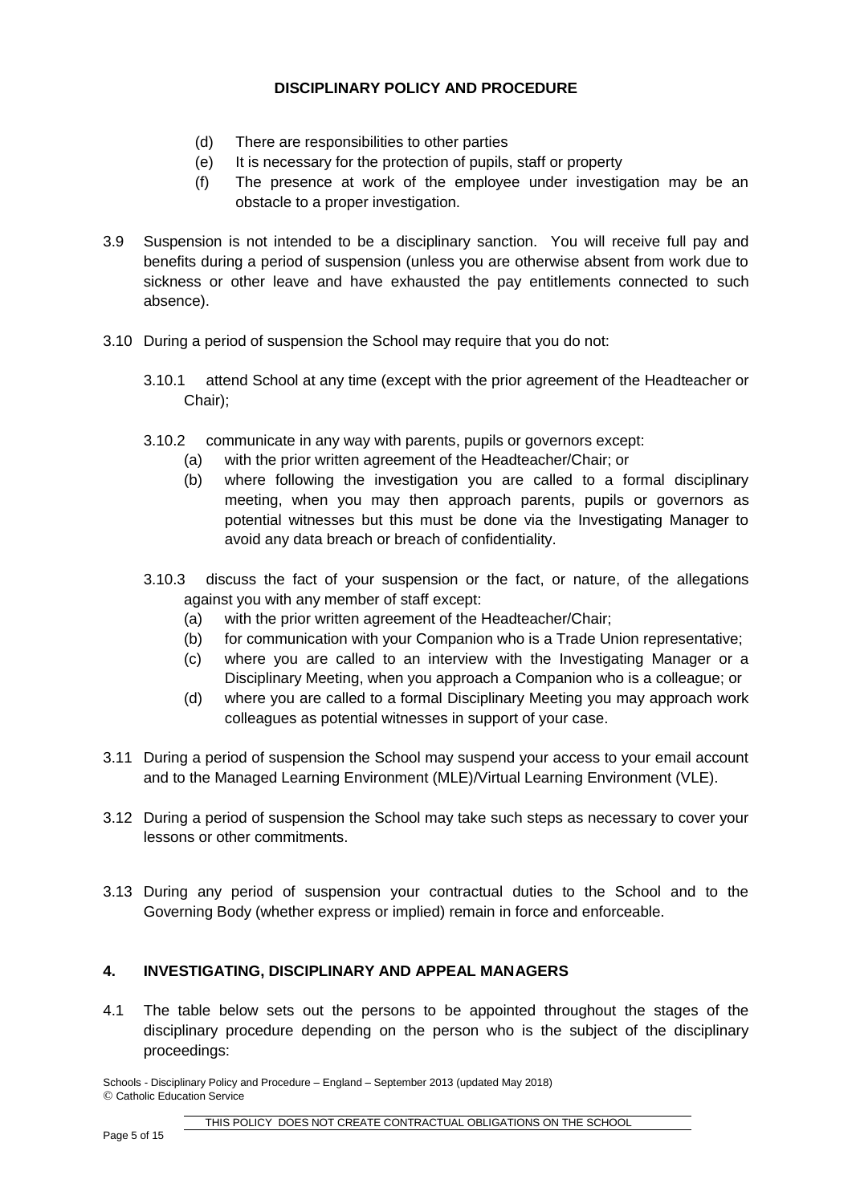(d) There are responsibilities to other parties

(e) It is necessary for the protection of pupils, staff or property

(f) The presence at work of the employee under investigation may be an obstacle to a proper investigation.

3.9 Suspension is not intended to be a disciplinary sanction. You will receive full pay and benefits during a period of suspension (unless you are otherwise absent from work due to sickness or other leave and have exhausted the pay entitlements connected to such absence).

3.10 During a period of suspension the School may require that you do not:

3.10.1 attend School at any time (except with the prior agreement of the Headteacher or Chair);

3.10.2 communicate in any way with parents, pupils or governors except:

(a) with the prior written agreement of the Headteacher/Chair; or

(b) where following the investigation you are called to a formal disciplinary meeting, when you may then approach parents, pupils or governors as potential witnesses but this must be done via the Investigating Manager to avoid any data breach or breach of confidentiality.

3.10.3 discuss the fact of your suspension or the fact, or nature, of the allegations against you with any member of staff except:

(a) with the prior written agreement of the Headteacher/Chair;

(b) for communication with your Companion who is a Trade Union representative;

(c) where you are called to an interview with the Investigating Manager or a Disciplinary Meeting, when you approach a Companion who is a colleague; or

(d) where you are called to a formal Disciplinary Meeting you may approach work colleagues as potential witnesses in support of your case.

3.11 During a period of suspension the School may suspend your access to your email account and to the Managed Learning Environment (MLE)/Virtual Learning Environment (VLE).

3.12 During a period of suspension the School may take such steps as necessary to cover your lessons or other commitments.

3.13 During any period of suspension your contractual duties to the School and to the Governing Body (whether express or implied) remain in force and enforceable.

## 4. INVESTIGATING, DISCIPLINARY AND APPEAL MANAGERS

4.1 The table below sets out the persons to be appointed throughout the stages of the disciplinary procedure depending on the person who is the subject of the disciplinary proceedings:

Schools - Disciplinary Policy and Procedure – England – September 2013 (updated May 2018)
© Catholic Education Service

THIS POLICY DOES NOT CREATE CONTRACTUAL OBLIGATIONS ON THE SCHOOL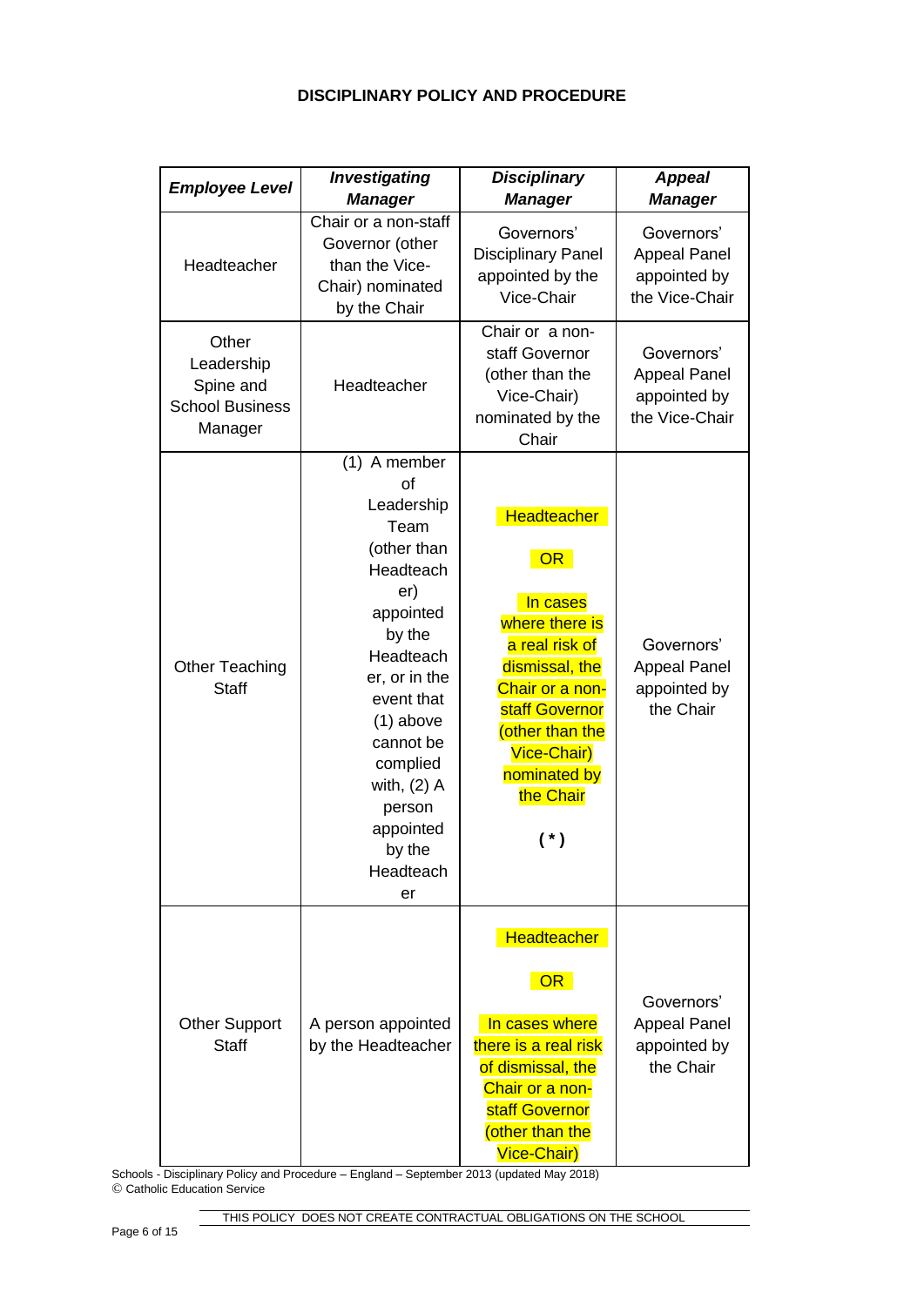## DISCIPLINARY POLICY AND PROCEDURE

| ***Employee Level*** | ***Investigating Manager*** | ***Disciplinary Manager*** | ***Appeal Manager*** |
|---|---|---|---|
| Headteacher | Chair or a non-staff Governor (other than the Vice-Chair) nominated by the Chair | Governors' Disciplinary Panel appointed by the Vice-Chair | Governors' Appeal Panel appointed by the Vice-Chair |
| Other Leadership Spine and School Business Manager | Headteacher | Chair or a non-staff Governor (other than the Vice-Chair) nominated by the Chair | Governors' Appeal Panel appointed by the Vice-Chair |
| Other Teaching Staff | (1) A member of Leadership Team (other than Headteacher) appointed by the Headteacher, or in the event that (1) above cannot be complied with, (2) A person appointed by the Headteacher | Headteacher OR In cases where there is a real risk of dismissal, the Chair or a non-staff Governor (other than the Vice-Chair) nominated by the Chair ( * ) | Governors' Appeal Panel appointed by the Chair |
| Other Support Staff | A person appointed by the Headteacher | Headteacher OR In cases where there is a real risk of dismissal, the Chair or a non-staff Governor (other than the Vice-Chair) | Governors' Appeal Panel appointed by the Chair |

Schools - Disciplinary Policy and Procedure – England – September 2013 (updated May 2018)
© Catholic Education Service

THIS POLICY DOES NOT CREATE CONTRACTUAL OBLIGATIONS ON THE SCHOOL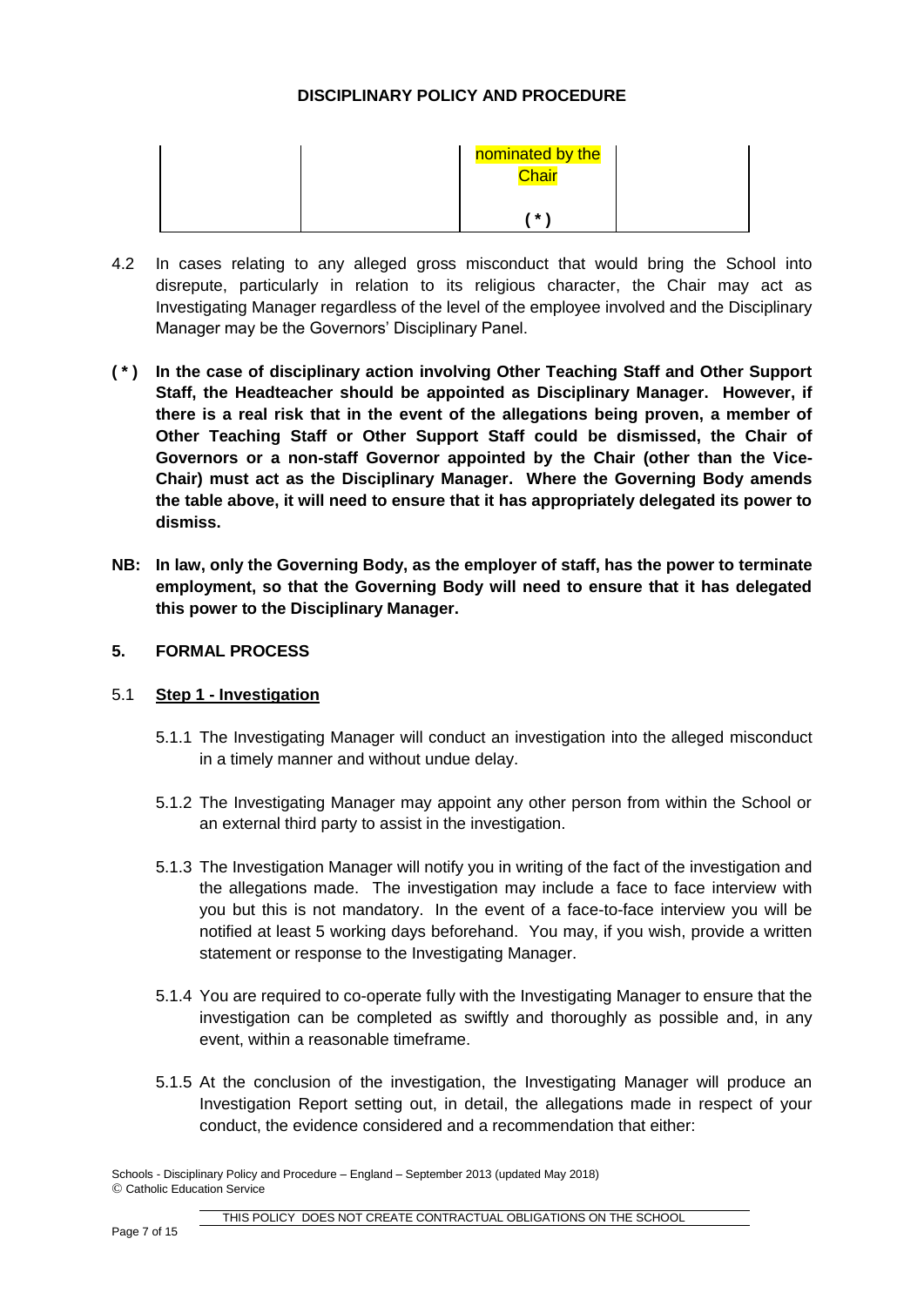| | | nominated by the Chair ( * ) | |
|---|---|---|---|

4.2 In cases relating to any alleged gross misconduct that would bring the School into disrepute, particularly in relation to its religious character, the Chair may act as Investigating Manager regardless of the level of the employee involved and the Disciplinary Manager may be the Governors' Disciplinary Panel.

**( * ) In the case of disciplinary action involving Other Teaching Staff and Other Support Staff, the Headteacher should be appointed as Disciplinary Manager. However, if there is a real risk that in the event of the allegations being proven, a member of Other Teaching Staff or Other Support Staff could be dismissed, the Chair of Governors or a non-staff Governor appointed by the Chair (other than the Vice-Chair) must act as the Disciplinary Manager. Where the Governing Body amends the table above, it will need to ensure that it has appropriately delegated its power to dismiss.**

**NB: In law, only the Governing Body, as the employer of staff, has the power to terminate employment, so that the Governing Body will need to ensure that it has delegated this power to the Disciplinary Manager.**

## 5. FORMAL PROCESS

### 5.1 <u>Step 1 - Investigation</u>

5.1.1 The Investigating Manager will conduct an investigation into the alleged misconduct in a timely manner and without undue delay.

5.1.2 The Investigating Manager may appoint any other person from within the School or an external third party to assist in the investigation.

5.1.3 The Investigation Manager will notify you in writing of the fact of the investigation and the allegations made. The investigation may include a face to face interview with you but this is not mandatory. In the event of a face-to-face interview you will be notified at least 5 working days beforehand. You may, if you wish, provide a written statement or response to the Investigating Manager.

5.1.4 You are required to co-operate fully with the Investigating Manager to ensure that the investigation can be completed as swiftly and thoroughly as possible and, in any event, within a reasonable timeframe.

5.1.5 At the conclusion of the investigation, the Investigating Manager will produce an Investigation Report setting out, in detail, the allegations made in respect of your conduct, the evidence considered and a recommendation that either: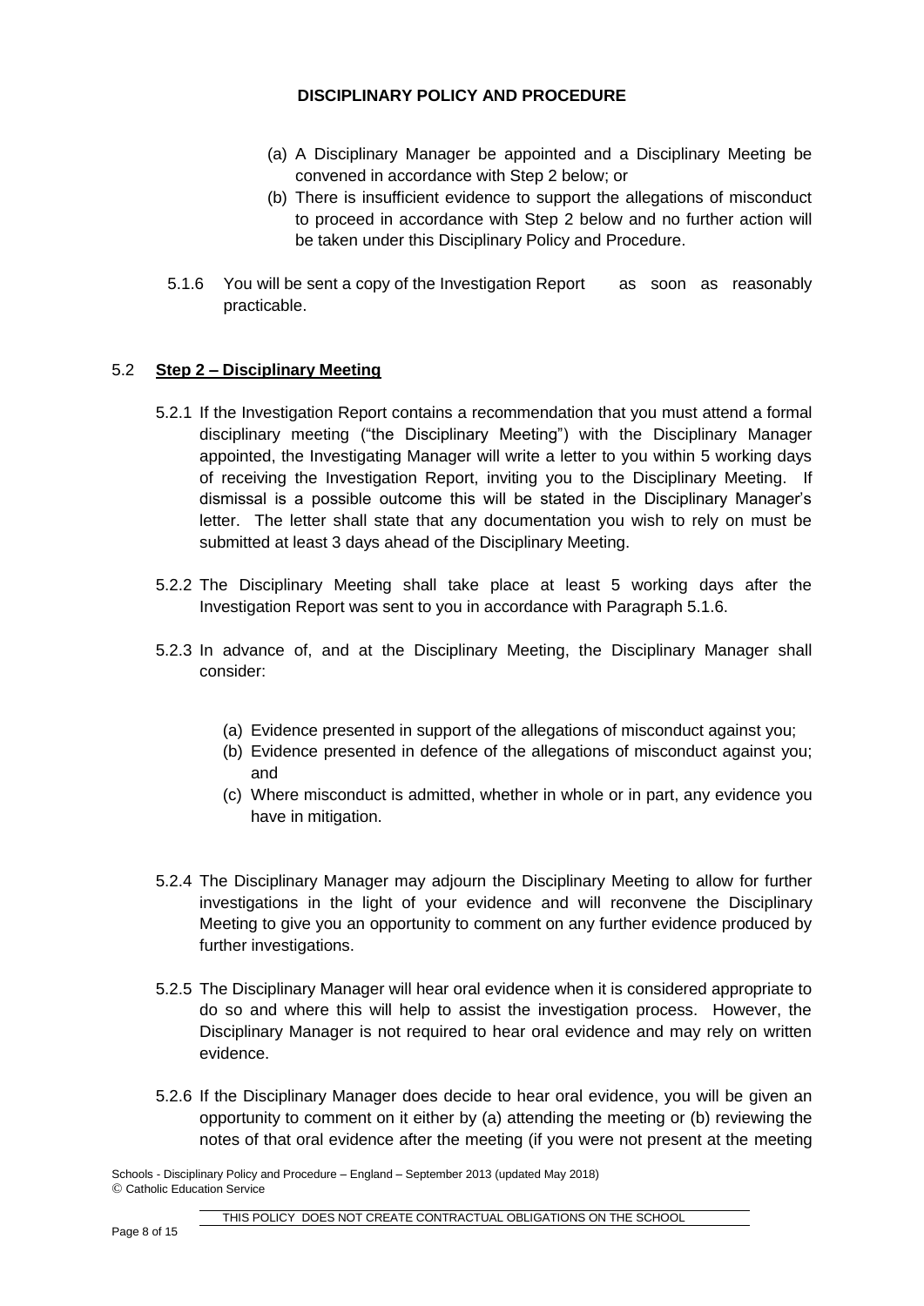(a) A Disciplinary Manager be appointed and a Disciplinary Meeting be convened in accordance with Step 2 below; or

(b) There is insufficient evidence to support the allegations of misconduct to proceed in accordance with Step 2 below and no further action will be taken under this Disciplinary Policy and Procedure.

5.1.6 You will be sent a copy of the Investigation Report as soon as reasonably practicable.

### 5.2 **Step 2 – Disciplinary Meeting**

5.2.1 If the Investigation Report contains a recommendation that you must attend a formal disciplinary meeting ("the Disciplinary Meeting") with the Disciplinary Manager appointed, the Investigating Manager will write a letter to you within 5 working days of receiving the Investigation Report, inviting you to the Disciplinary Meeting. If dismissal is a possible outcome this will be stated in the Disciplinary Manager's letter. The letter shall state that any documentation you wish to rely on must be submitted at least 3 days ahead of the Disciplinary Meeting.

5.2.2 The Disciplinary Meeting shall take place at least 5 working days after the Investigation Report was sent to you in accordance with Paragraph 5.1.6.

5.2.3 In advance of, and at the Disciplinary Meeting, the Disciplinary Manager shall consider:

(a) Evidence presented in support of the allegations of misconduct against you;

(b) Evidence presented in defence of the allegations of misconduct against you; and

(c) Where misconduct is admitted, whether in whole or in part, any evidence you have in mitigation.

5.2.4 The Disciplinary Manager may adjourn the Disciplinary Meeting to allow for further investigations in the light of your evidence and will reconvene the Disciplinary Meeting to give you an opportunity to comment on any further evidence produced by further investigations.

5.2.5 The Disciplinary Manager will hear oral evidence when it is considered appropriate to do so and where this will help to assist the investigation process. However, the Disciplinary Manager is not required to hear oral evidence and may rely on written evidence.

5.2.6 If the Disciplinary Manager does decide to hear oral evidence, you will be given an opportunity to comment on it either by (a) attending the meeting or (b) reviewing the notes of that oral evidence after the meeting (if you were not present at the meeting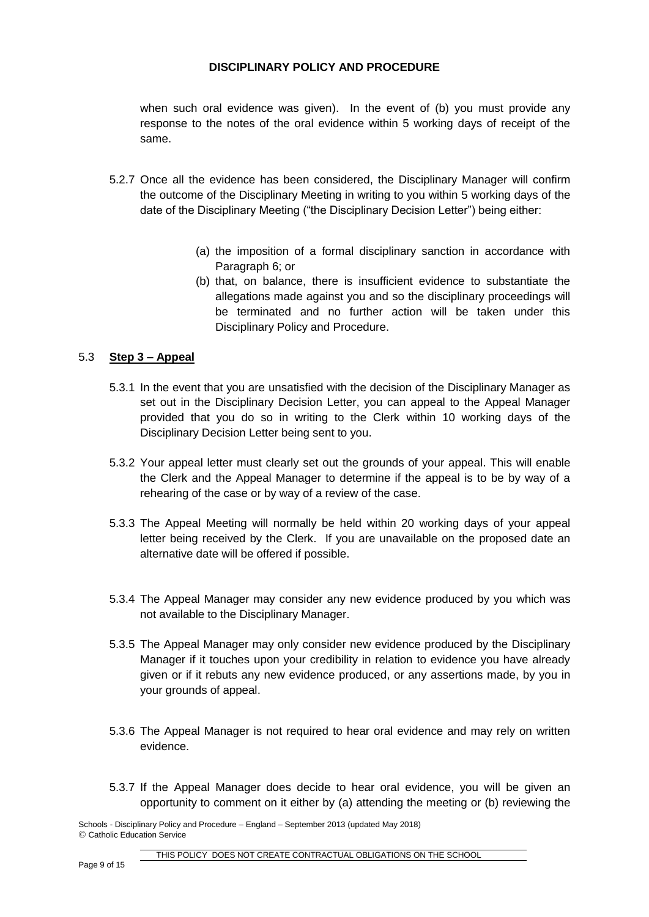when such oral evidence was given). In the event of (b) you must provide any response to the notes of the oral evidence within 5 working days of receipt of the same.

5.2.7 Once all the evidence has been considered, the Disciplinary Manager will confirm the outcome of the Disciplinary Meeting in writing to you within 5 working days of the date of the Disciplinary Meeting ("the Disciplinary Decision Letter") being either:

(a) the imposition of a formal disciplinary sanction in accordance with Paragraph 6; or

(b) that, on balance, there is insufficient evidence to substantiate the allegations made against you and so the disciplinary proceedings will be terminated and no further action will be taken under this Disciplinary Policy and Procedure.

5.3 **Step 3 – Appeal**

5.3.1 In the event that you are unsatisfied with the decision of the Disciplinary Manager as set out in the Disciplinary Decision Letter, you can appeal to the Appeal Manager provided that you do so in writing to the Clerk within 10 working days of the Disciplinary Decision Letter being sent to you.

5.3.2 Your appeal letter must clearly set out the grounds of your appeal. This will enable the Clerk and the Appeal Manager to determine if the appeal is to be by way of a rehearing of the case or by way of a review of the case.

5.3.3 The Appeal Meeting will normally be held within 20 working days of your appeal letter being received by the Clerk. If you are unavailable on the proposed date an alternative date will be offered if possible.

5.3.4 The Appeal Manager may consider any new evidence produced by you which was not available to the Disciplinary Manager.

5.3.5 The Appeal Manager may only consider new evidence produced by the Disciplinary Manager if it touches upon your credibility in relation to evidence you have already given or if it rebuts any new evidence produced, or any assertions made, by you in your grounds of appeal.

5.3.6 The Appeal Manager is not required to hear oral evidence and may rely on written evidence.

5.3.7 If the Appeal Manager does decide to hear oral evidence, you will be given an opportunity to comment on it either by (a) attending the meeting or (b) reviewing the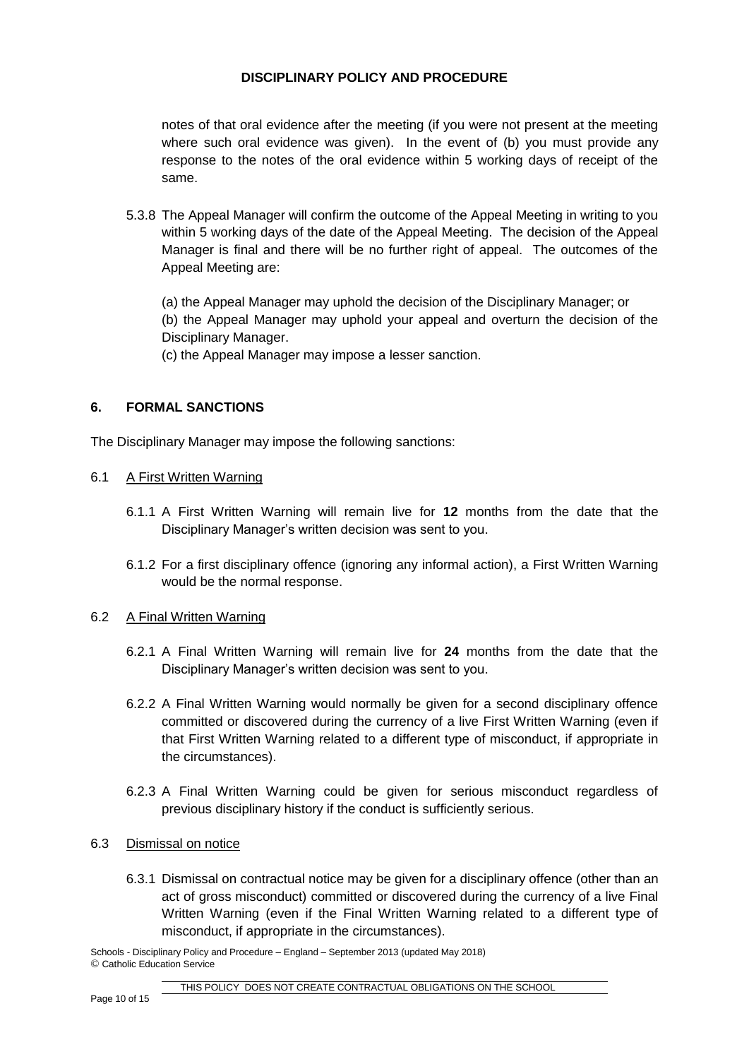notes of that oral evidence after the meeting (if you were not present at the meeting where such oral evidence was given). In the event of (b) you must provide any response to the notes of the oral evidence within 5 working days of receipt of the same.

5.3.8 The Appeal Manager will confirm the outcome of the Appeal Meeting in writing to you within 5 working days of the date of the Appeal Meeting. The decision of the Appeal Manager is final and there will be no further right of appeal. The outcomes of the Appeal Meeting are:

(a) the Appeal Manager may uphold the decision of the Disciplinary Manager; or
(b) the Appeal Manager may uphold your appeal and overturn the decision of the Disciplinary Manager.
(c) the Appeal Manager may impose a lesser sanction.

## 6. FORMAL SANCTIONS

The Disciplinary Manager may impose the following sanctions:

6.1 A First Written Warning

6.1.1 A First Written Warning will remain live for **12** months from the date that the Disciplinary Manager's written decision was sent to you.

6.1.2 For a first disciplinary offence (ignoring any informal action), a First Written Warning would be the normal response.

6.2 A Final Written Warning

6.2.1 A Final Written Warning will remain live for **24** months from the date that the Disciplinary Manager's written decision was sent to you.

6.2.2 A Final Written Warning would normally be given for a second disciplinary offence committed or discovered during the currency of a live First Written Warning (even if that First Written Warning related to a different type of misconduct, if appropriate in the circumstances).

6.2.3 A Final Written Warning could be given for serious misconduct regardless of previous disciplinary history if the conduct is sufficiently serious.

6.3 Dismissal on notice

6.3.1 Dismissal on contractual notice may be given for a disciplinary offence (other than an act of gross misconduct) committed or discovered during the currency of a live Final Written Warning (even if the Final Written Warning related to a different type of misconduct, if appropriate in the circumstances).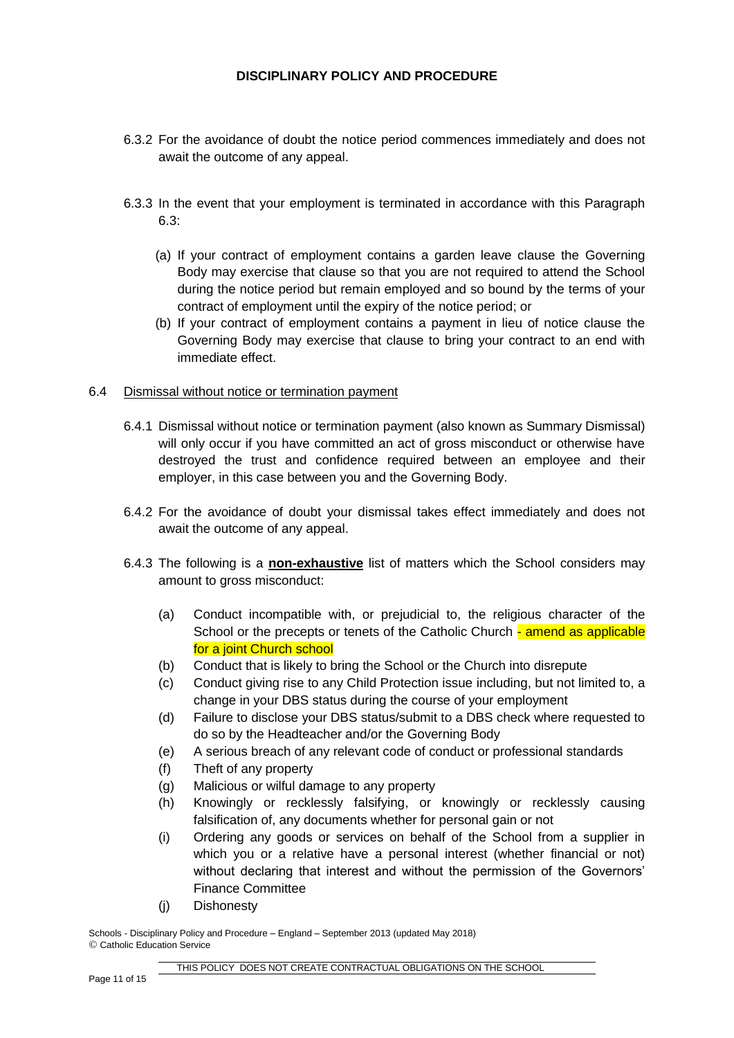6.3.2 For the avoidance of doubt the notice period commences immediately and does not await the outcome of any appeal.

6.3.3 In the event that your employment is terminated in accordance with this Paragraph 6.3:

(a) If your contract of employment contains a garden leave clause the Governing Body may exercise that clause so that you are not required to attend the School during the notice period but remain employed and so bound by the terms of your contract of employment until the expiry of the notice period; or

(b) If your contract of employment contains a payment in lieu of notice clause the Governing Body may exercise that clause to bring your contract to an end with immediate effect.

6.4 Dismissal without notice or termination payment

6.4.1 Dismissal without notice or termination payment (also known as Summary Dismissal) will only occur if you have committed an act of gross misconduct or otherwise have destroyed the trust and confidence required between an employee and their employer, in this case between you and the Governing Body.

6.4.2 For the avoidance of doubt your dismissal takes effect immediately and does not await the outcome of any appeal.

6.4.3 The following is a **non-exhaustive** list of matters which the School considers may amount to gross misconduct:

(a) Conduct incompatible with, or prejudicial to, the religious character of the School or the precepts or tenets of the Catholic Church - amend as applicable for a joint Church school

(b) Conduct that is likely to bring the School or the Church into disrepute

(c) Conduct giving rise to any Child Protection issue including, but not limited to, a change in your DBS status during the course of your employment

(d) Failure to disclose your DBS status/submit to a DBS check where requested to do so by the Headteacher and/or the Governing Body

(e) A serious breach of any relevant code of conduct or professional standards

(f) Theft of any property

(g) Malicious or wilful damage to any property

(h) Knowingly or recklessly falsifying, or knowingly or recklessly causing falsification of, any documents whether for personal gain or not

(i) Ordering any goods or services on behalf of the School from a supplier in which you or a relative have a personal interest (whether financial or not) without declaring that interest and without the permission of the Governors' Finance Committee

(j) Dishonesty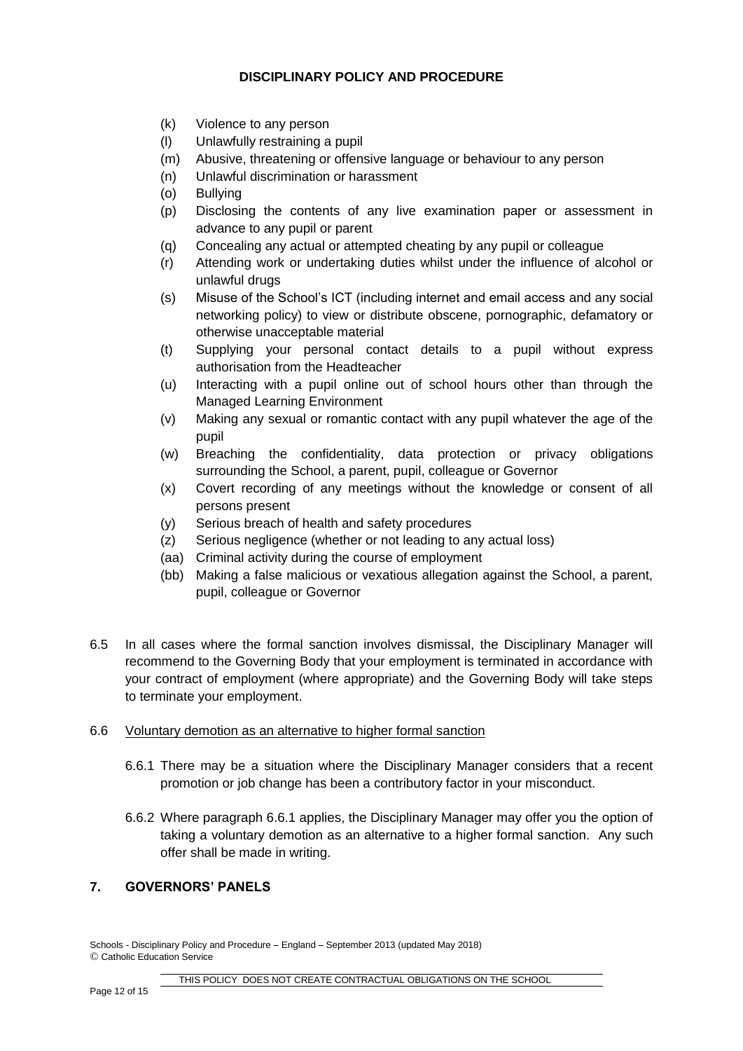(k) Violence to any person
(l) Unlawfully restraining a pupil
(m) Abusive, threatening or offensive language or behaviour to any person
(n) Unlawful discrimination or harassment
(o) Bullying
(p) Disclosing the contents of any live examination paper or assessment in advance to any pupil or parent
(q) Concealing any actual or attempted cheating by any pupil or colleague
(r) Attending work or undertaking duties whilst under the influence of alcohol or unlawful drugs
(s) Misuse of the School's ICT (including internet and email access and any social networking policy) to view or distribute obscene, pornographic, defamatory or otherwise unacceptable material
(t) Supplying your personal contact details to a pupil without express authorisation from the Headteacher
(u) Interacting with a pupil online out of school hours other than through the Managed Learning Environment
(v) Making any sexual or romantic contact with any pupil whatever the age of the pupil
(w) Breaching the confidentiality, data protection or privacy obligations surrounding the School, a parent, pupil, colleague or Governor
(x) Covert recording of any meetings without the knowledge or consent of all persons present
(y) Serious breach of health and safety procedures
(z) Serious negligence (whether or not leading to any actual loss)
(aa) Criminal activity during the course of employment
(bb) Making a false malicious or vexatious allegation against the School, a parent, pupil, colleague or Governor

6.5 In all cases where the formal sanction involves dismissal, the Disciplinary Manager will recommend to the Governing Body that your employment is terminated in accordance with your contract of employment (where appropriate) and the Governing Body will take steps to terminate your employment.

6.6 Voluntary demotion as an alternative to higher formal sanction

6.6.1 There may be a situation where the Disciplinary Manager considers that a recent promotion or job change has been a contributory factor in your misconduct.

6.6.2 Where paragraph 6.6.1 applies, the Disciplinary Manager may offer you the option of taking a voluntary demotion as an alternative to a higher formal sanction. Any such offer shall be made in writing.

## 7. GOVERNORS' PANELS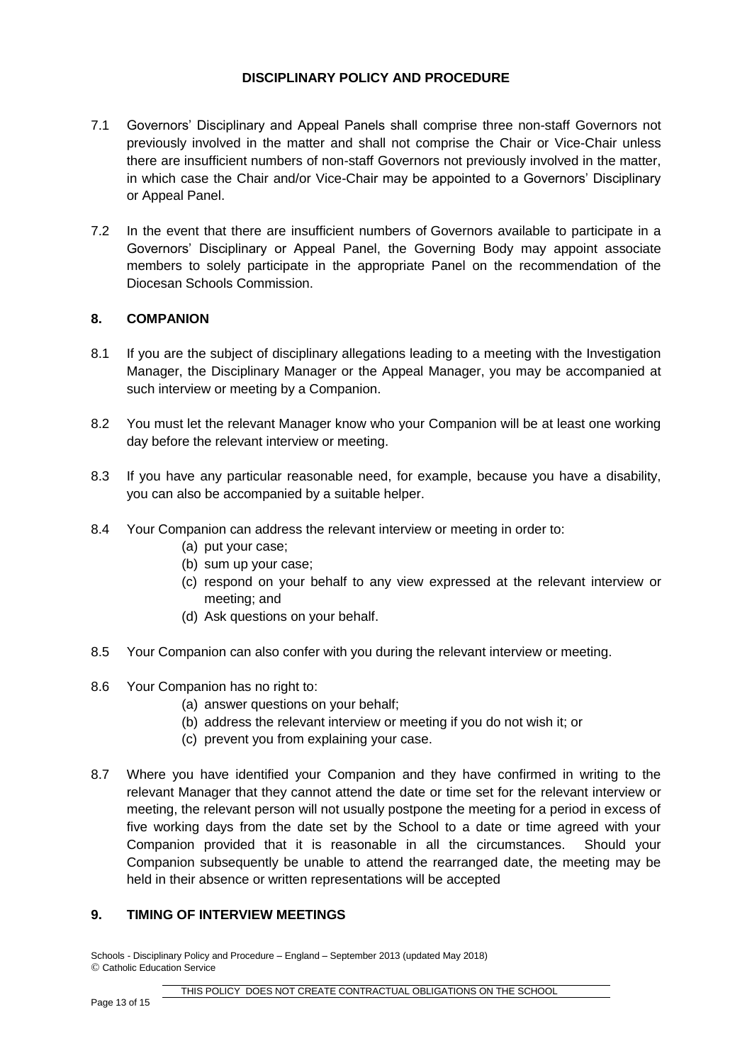7.1 Governors' Disciplinary and Appeal Panels shall comprise three non-staff Governors not previously involved in the matter and shall not comprise the Chair or Vice-Chair unless there are insufficient numbers of non-staff Governors not previously involved in the matter, in which case the Chair and/or Vice-Chair may be appointed to a Governors' Disciplinary or Appeal Panel.

7.2 In the event that there are insufficient numbers of Governors available to participate in a Governors' Disciplinary or Appeal Panel, the Governing Body may appoint associate members to solely participate in the appropriate Panel on the recommendation of the Diocesan Schools Commission.

## 8. COMPANION

8.1 If you are the subject of disciplinary allegations leading to a meeting with the Investigation Manager, the Disciplinary Manager or the Appeal Manager, you may be accompanied at such interview or meeting by a Companion.

8.2 You must let the relevant Manager know who your Companion will be at least one working day before the relevant interview or meeting.

8.3 If you have any particular reasonable need, for example, because you have a disability, you can also be accompanied by a suitable helper.

8.4 Your Companion can address the relevant interview or meeting in order to:

(a) put your case;
(b) sum up your case;
(c) respond on your behalf to any view expressed at the relevant interview or meeting; and
(d) Ask questions on your behalf.

8.5 Your Companion can also confer with you during the relevant interview or meeting.

8.6 Your Companion has no right to:

(a) answer questions on your behalf;
(b) address the relevant interview or meeting if you do not wish it; or
(c) prevent you from explaining your case.

8.7 Where you have identified your Companion and they have confirmed in writing to the relevant Manager that they cannot attend the date or time set for the relevant interview or meeting, the relevant person will not usually postpone the meeting for a period in excess of five working days from the date set by the School to a date or time agreed with your Companion provided that it is reasonable in all the circumstances. Should your Companion subsequently be unable to attend the rearranged date, the meeting may be held in their absence or written representations will be accepted

## 9. TIMING OF INTERVIEW MEETINGS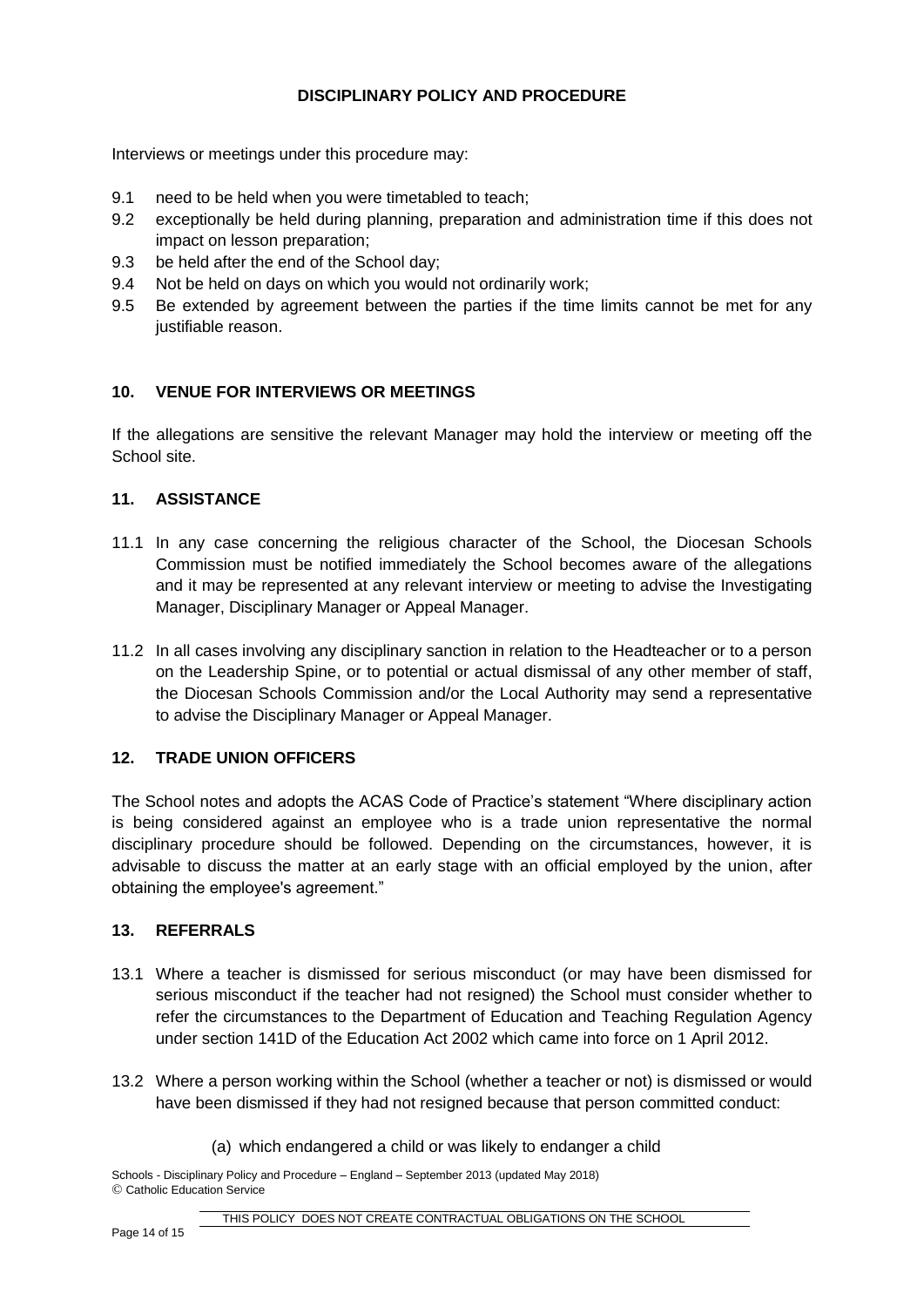**DISCIPLINARY POLICY AND PROCEDURE**

Interviews or meetings under this procedure may:

9.1 need to be held when you were timetabled to teach;

9.2 exceptionally be held during planning, preparation and administration time if this does not impact on lesson preparation;

9.3 be held after the end of the School day;

9.4 Not be held on days on which you would not ordinarily work;

9.5 Be extended by agreement between the parties if the time limits cannot be met for any justifiable reason.

## 10. VENUE FOR INTERVIEWS OR MEETINGS

If the allegations are sensitive the relevant Manager may hold the interview or meeting off the School site.

## 11. ASSISTANCE

11.1 In any case concerning the religious character of the School, the Diocesan Schools Commission must be notified immediately the School becomes aware of the allegations and it may be represented at any relevant interview or meeting to advise the Investigating Manager, Disciplinary Manager or Appeal Manager.

11.2 In all cases involving any disciplinary sanction in relation to the Headteacher or to a person on the Leadership Spine, or to potential or actual dismissal of any other member of staff, the Diocesan Schools Commission and/or the Local Authority may send a representative to advise the Disciplinary Manager or Appeal Manager.

## 12. TRADE UNION OFFICERS

The School notes and adopts the ACAS Code of Practice's statement "Where disciplinary action is being considered against an employee who is a trade union representative the normal disciplinary procedure should be followed. Depending on the circumstances, however, it is advisable to discuss the matter at an early stage with an official employed by the union, after obtaining the employee's agreement."

## 13. REFERRALS

13.1 Where a teacher is dismissed for serious misconduct (or may have been dismissed for serious misconduct if the teacher had not resigned) the School must consider whether to refer the circumstances to the Department of Education and Teaching Regulation Agency under section 141D of the Education Act 2002 which came into force on 1 April 2012.

13.2 Where a person working within the School (whether a teacher or not) is dismissed or would have been dismissed if they had not resigned because that person committed conduct:

(a) which endangered a child or was likely to endanger a child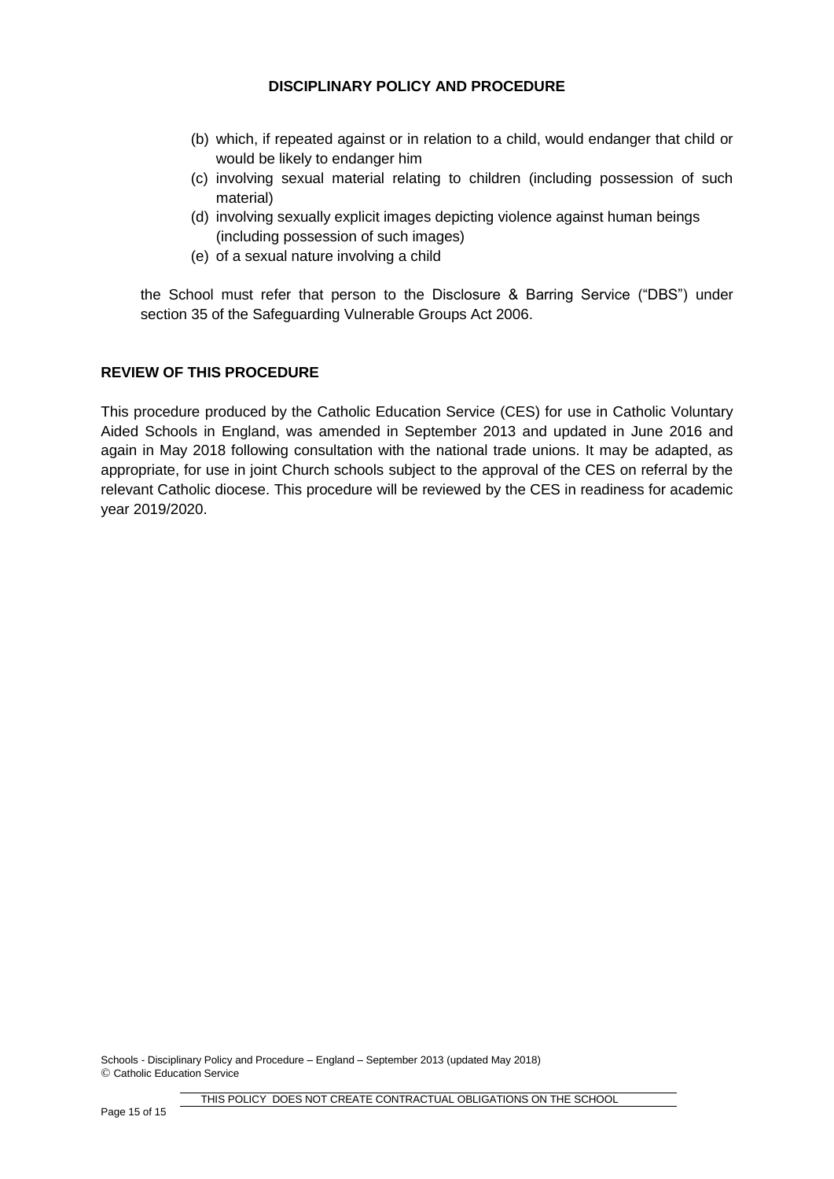(b) which, if repeated against or in relation to a child, would endanger that child or would be likely to endanger him
(c) involving sexual material relating to children (including possession of such material)
(d) involving sexually explicit images depicting violence against human beings (including possession of such images)
(e) of a sexual nature involving a child

the School must refer that person to the Disclosure & Barring Service ("DBS") under section 35 of the Safeguarding Vulnerable Groups Act 2006.

## REVIEW OF THIS PROCEDURE

This procedure produced by the Catholic Education Service (CES) for use in Catholic Voluntary Aided Schools in England, was amended in September 2013 and updated in June 2016 and again in May 2018 following consultation with the national trade unions. It may be adapted, as appropriate, for use in joint Church schools subject to the approval of the CES on referral by the relevant Catholic diocese. This procedure will be reviewed by the CES in readiness for academic year 2019/2020.